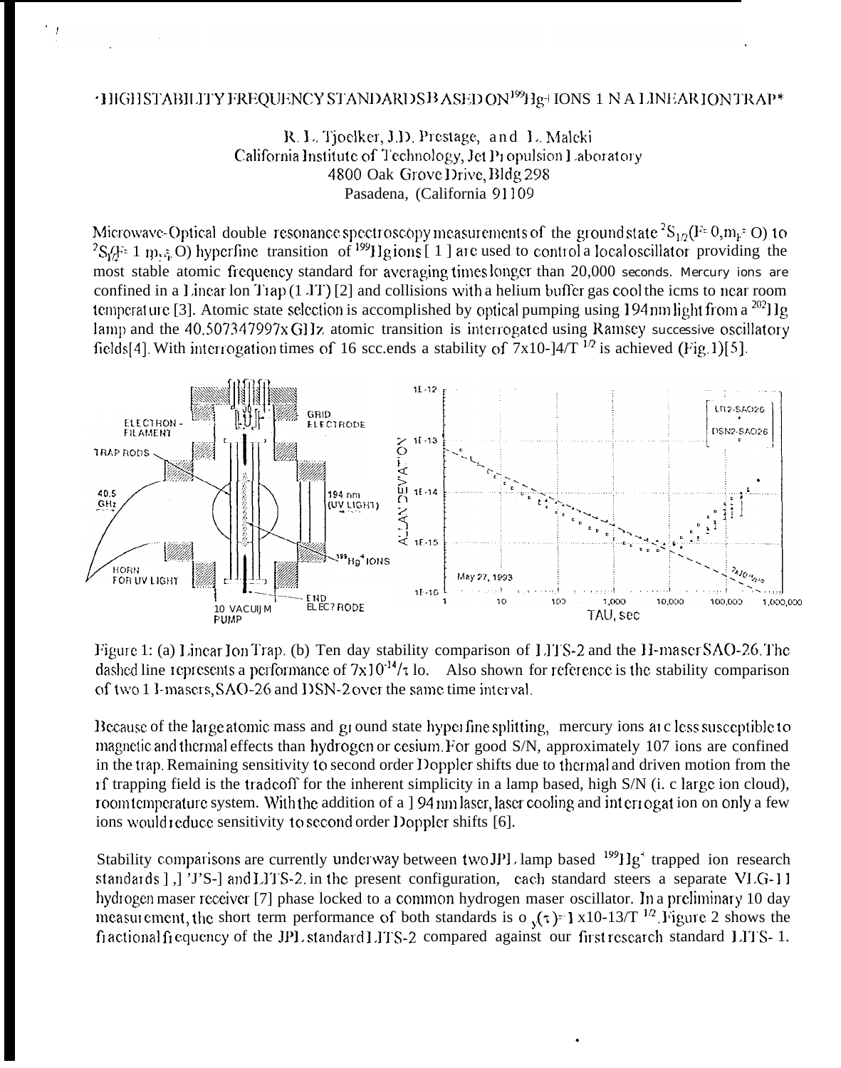# HIGH STABILITY FREQUENCY STANDARDS BASED ON $^{199}Hg^{+}$ IONS IN A LINEAR ION TRAP*

R. L. Tjoelker, J.D. Prestage, and L. Maleki
California Institute of Technology, Jet Propulsion Laboratory
4800 Oak Grove Drive, Bldg 298
Pasadena, California 91109

Microwave-Optical double resonance spectroscopy measurements of the ground state $^2S_{1/2}(F=0, m_F=0)$ to $^2S_{1/2}(F=1, m_F=0)$ hyperfine transition of $^{199}Hg$ ions [1] are used to control a local oscillator providing the most stable atomic frequency standard for averaging times longer than 20,000 seconds. Mercury ions are confined in a Linear Ion Trap (LIT) [2] and collisions with a helium buffer gas cool the ions to near room temperature [3]. Atomic state selection is accomplished by optical pumping using 194 nm light from a $^{202}Hg$ lamp and the 40.507347997x GHz atomic transition is interrogated using Ramsey successive oscillatory fields[4]. With interrogation times of 16 seconds a stability of $7x10^{-14}/T^{1/2}$ is achieved (Fig.1)[5].

Figure 1: (a) Linear Ion Trap. (b) Ten day stability comparison of LITS-2 and the H-maser SAO-26. The dashed line represents a performance of $7x10^{-14}/\tau$ lo. Also shown for reference is the stability comparison of two H-masers, SAO-26 and DSN-2 over the same time interval.

Because of the large atomic mass and ground state hyperfine splitting, mercury ions are less susceptible to magnetic and thermal effects than hydrogen or cesium. For good S/N, approximately 107 ions are confined in the trap. Remaining sensitivity to second order Doppler shifts due to thermal and driven motion from the rf trapping field is the tradeoff for the inherent simplicity in a lamp based, high S/N (i. e. large ion cloud), room temperature system. With the addition of a 194 nm laser, laser cooling and interrogation on only a few ions would reduce sensitivity to second order Doppler shifts [6].

Stability comparisons are currently underway between two JPL lamp based $^{199}Hg^{+}$ trapped ion research standards LITS-1 and LITS-2. In the present configuration, each standard steers a separate VLG-11 hydrogen maser receiver [7] phase locked to a common hydrogen maser oscillator. In a preliminary 10 day measurement, the short term performance of both standards is $\sigma_y(\tau) = 1 x10^{-13}/T^{1/2}$. Figure 2 shows the fractional frequency of the JPL standard LITS-2 compared against our first research standard LITS-1.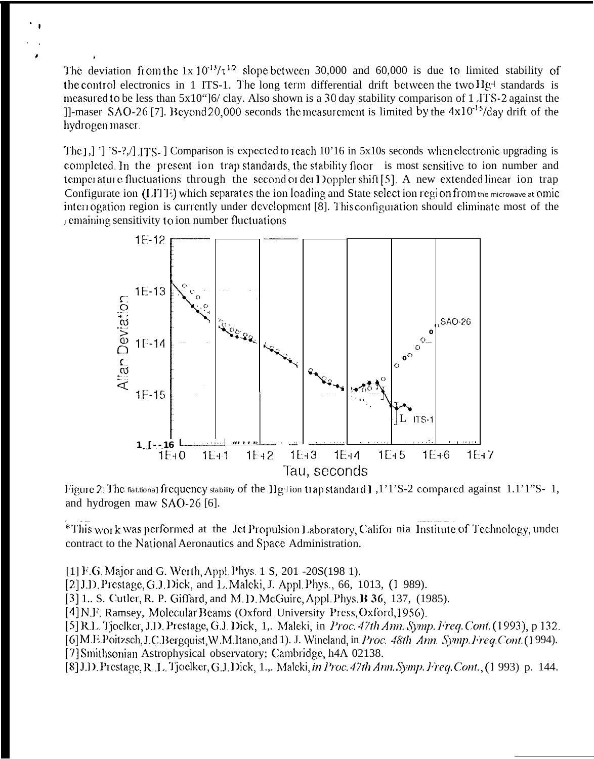The deviation from the 1x $10^{-13}/\tau^{1/2}$ slope between 30,000 and 60,000 is due to limited stability of the control electronics in 1 ITS-1. The long term differential drift between the two Hg+ standards is measured to be less than 5x10"]6/ clay. Also shown is a 30 day stability comparison of 1 JTS-2 against the ]]-maser SAO-26 [7]. Beyond 20,000 seconds the measurement is limited by the $4\times10^{-15}$/day drift of the hydrogen maser.

The ],] '] 'S-?,/] JTS- ] Comparison is expected to reach 10'16 in 5x10s seconds when electronic upgrading is completed. In the present ion trap standards, the stability floor is most sensitive to ion number and temperature fluctuations through the second order Doppler shift [5]. A new extended linear ion trap Configurate ion (LITE) which separates the ion loading and State select ion region from the microwave at omic interrogation region is currently under development [8]. This configuration should eliminate most of the remaining sensitivity to ion number fluctuations

1E-12
1E-13
1E-14
1E-15
1.[--16
1E+0 1E+1 1E+2 1E+3 1E+4 1E+5 1E+6 1E+7
Allan Deviation
Tau, seconds
SAO-26
ITS-1

Figure 2: The fiattional frequency stability of the Hg+ion trap standard I ,1'1'S-2 compared against 1.1'1"S- 1, and hydrogen maw SAO-26 [6].

*This work was performed at the Jet Propulsion Laboratory, California Institute of Technology, under contract to the National Aeronautics and Space Administration.

[1] F.G. Major and G. Werth, Appl. Phys. 1 S, 201 -20S(198 1).
[2] J.D. Prestage, G.J. Dick, and L. Maleki, J. Appl. Phys., 66, 1013, (1 989).
[3] 1.. S. Cutler, R. P. Giffard, and M. D. McGuire, Appl. Phys. **B 36**, 137, (1985).
[4] N.F. Ramsey, Molecular Beams (Oxford University Press, Oxford, 1956).
[5] R.L. Tjoelker, J.D. Prestage, G.J. Dick, 1,. Maleki, in *Proc. 47th Ann. Symp. Freq. Cont.* (1993), p 132.
[6] M.E. Poitzsch, J.C. Bergquist, W.M. Itano, and 1). J. Wineland, in *Proc. 48th Ann. Symp. Freq. Cont.* (1 994).
[7] Smithsonian Astrophysical observatory; Cambridge, h4A 02138.
[8] J.D. Prestage, R..L. Tjoelker, G.J. Dick, 1.,. Maleki, *in Proc. 47th Ann. Symp. Freq. Cont.*, (1 993) p. 144.